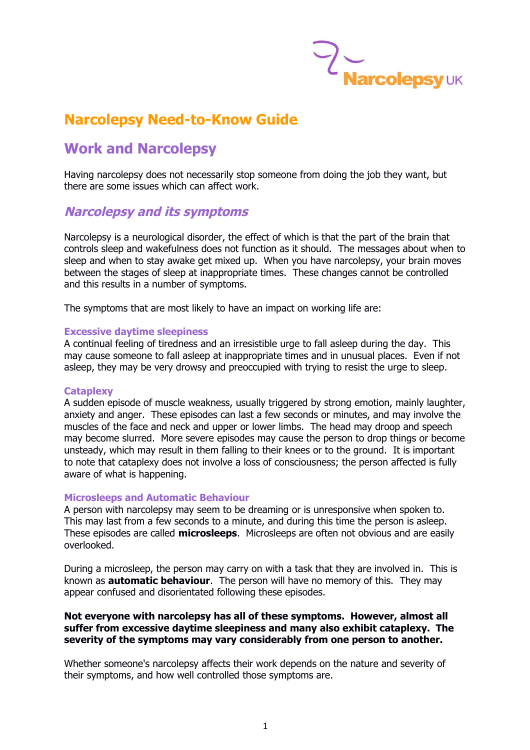Narcolepsy UK

# Narcolepsy Need-to-Know Guide

## Work and Narcolepsy

Having narcolepsy does not necessarily stop someone from doing the job they want, but there are some issues which can affect work.

## *Narcolepsy and its symptoms*

Narcolepsy is a neurological disorder, the effect of which is that the part of the brain that controls sleep and wakefulness does not function as it should. The messages about when to sleep and when to stay awake get mixed up. When you have narcolepsy, your brain moves between the stages of sleep at inappropriate times. These changes cannot be controlled and this results in a number of symptoms.

The symptoms that are most likely to have an impact on working life are:

### Excessive daytime sleepiness

A continual feeling of tiredness and an irresistible urge to fall asleep during the day. This may cause someone to fall asleep at inappropriate times and in unusual places. Even if not asleep, they may be very drowsy and preoccupied with trying to resist the urge to sleep.

### Cataplexy

A sudden episode of muscle weakness, usually triggered by strong emotion, mainly laughter, anxiety and anger. These episodes can last a few seconds or minutes, and may involve the muscles of the face and neck and upper or lower limbs. The head may droop and speech may become slurred. More severe episodes may cause the person to drop things or become unsteady, which may result in them falling to their knees or to the ground. It is important to note that cataplexy does not involve a loss of consciousness; the person affected is fully aware of what is happening.

### Microsleeps and Automatic Behaviour

A person with narcolepsy may seem to be dreaming or is unresponsive when spoken to. This may last from a few seconds to a minute, and during this time the person is asleep. These episodes are called **microsleeps**. Microsleeps are often not obvious and are easily overlooked.

During a microsleep, the person may carry on with a task that they are involved in. This is known as **automatic behaviour**. The person will have no memory of this. They may appear confused and disorientated following these episodes.

**Not everyone with narcolepsy has all of these symptoms. However, almost all suffer from excessive daytime sleepiness and many also exhibit cataplexy. The severity of the symptoms may vary considerably from one person to another.**

Whether someone's narcolepsy affects their work depends on the nature and severity of their symptoms, and how well controlled those symptoms are.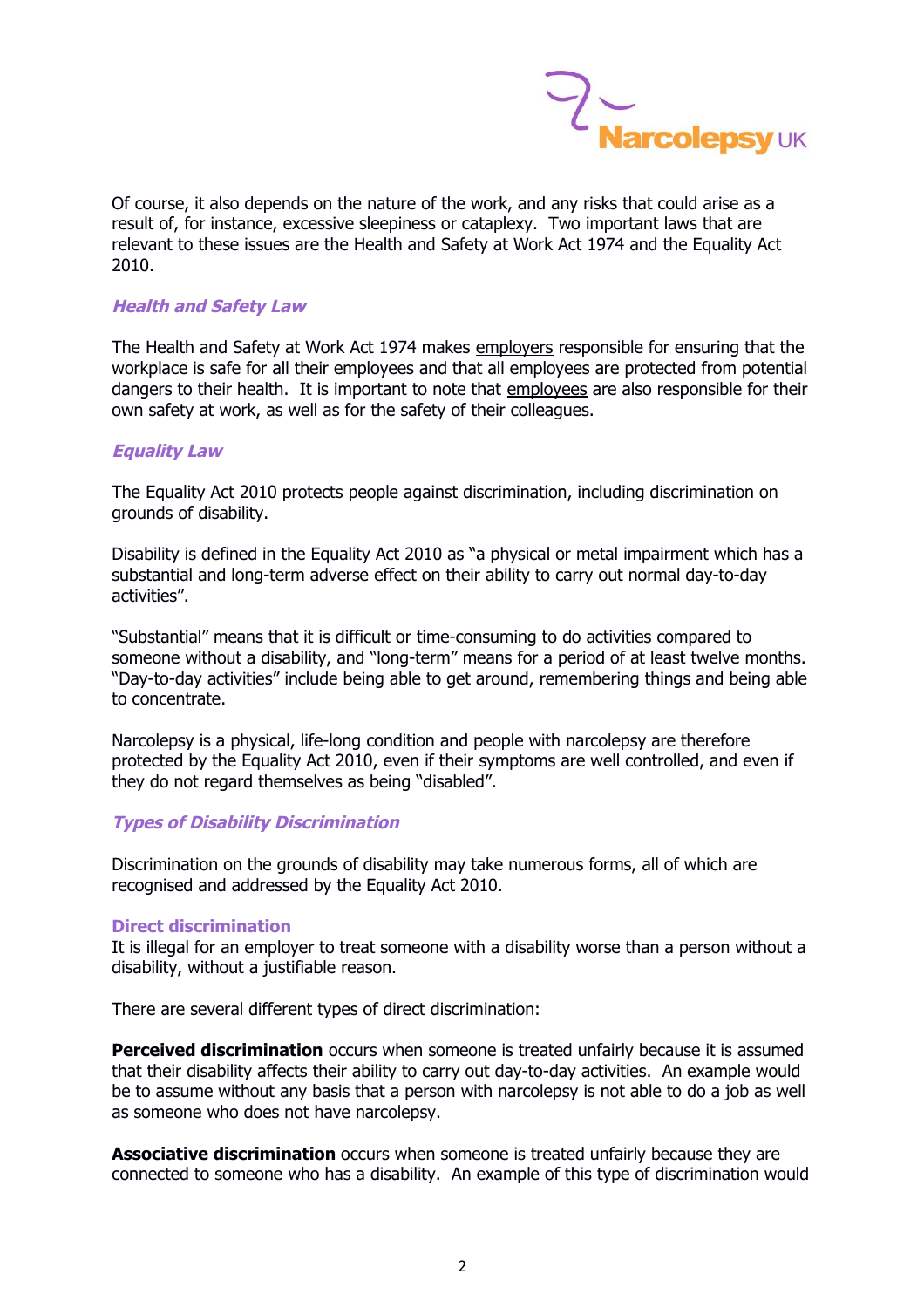Of course, it also depends on the nature of the work, and any risks that could arise as a result of, for instance, excessive sleepiness or cataplexy. Two important laws that are relevant to these issues are the Health and Safety at Work Act 1974 and the Equality Act 2010.

## *Health and Safety Law*

The Health and Safety at Work Act 1974 makes employers responsible for ensuring that the workplace is safe for all their employees and that all employees are protected from potential dangers to their health. It is important to note that employees are also responsible for their own safety at work, as well as for the safety of their colleagues.

## *Equality Law*

The Equality Act 2010 protects people against discrimination, including discrimination on grounds of disability.

Disability is defined in the Equality Act 2010 as "a physical or metal impairment which has a substantial and long-term adverse effect on their ability to carry out normal day-to-day activities".

"Substantial" means that it is difficult or time-consuming to do activities compared to someone without a disability, and "long-term" means for a period of at least twelve months. "Day-to-day activities" include being able to get around, remembering things and being able to concentrate.

Narcolepsy is a physical, life-long condition and people with narcolepsy are therefore protected by the Equality Act 2010, even if their symptoms are well controlled, and even if they do not regard themselves as being "disabled".

## *Types of Disability Discrimination*

Discrimination on the grounds of disability may take numerous forms, all of which are recognised and addressed by the Equality Act 2010.

### Direct discrimination

It is illegal for an employer to treat someone with a disability worse than a person without a disability, without a justifiable reason.

There are several different types of direct discrimination:

**Perceived discrimination** occurs when someone is treated unfairly because it is assumed that their disability affects their ability to carry out day-to-day activities. An example would be to assume without any basis that a person with narcolepsy is not able to do a job as well as someone who does not have narcolepsy.

**Associative discrimination** occurs when someone is treated unfairly because they are connected to someone who has a disability. An example of this type of discrimination would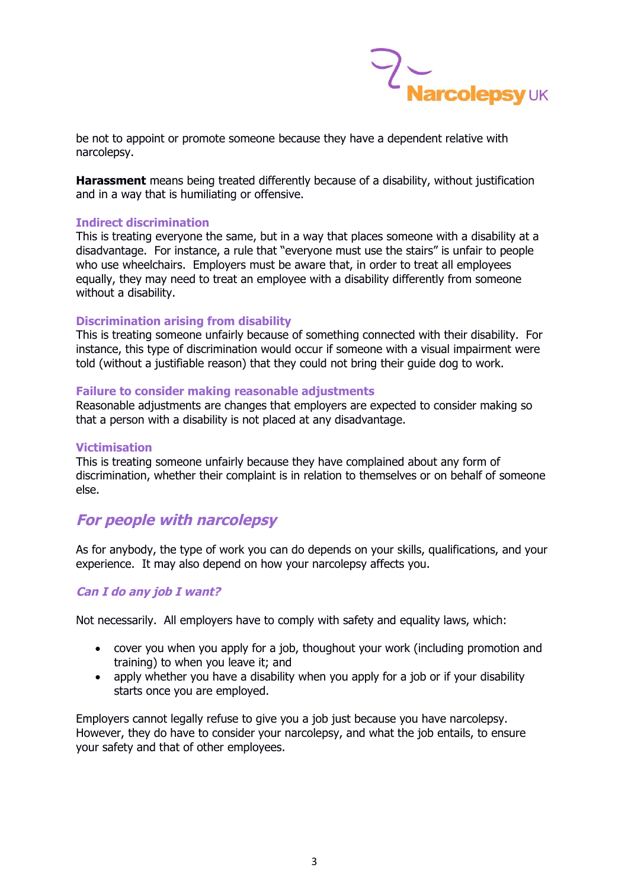be not to appoint or promote someone because they have a dependent relative with narcolepsy.

**Harassment** means being treated differently because of a disability, without justification and in a way that is humiliating or offensive.

### Indirect discrimination

This is treating everyone the same, but in a way that places someone with a disability at a disadvantage. For instance, a rule that "everyone must use the stairs" is unfair to people who use wheelchairs. Employers must be aware that, in order to treat all employees equally, they may need to treat an employee with a disability differently from someone without a disability.

### Discrimination arising from disability

This is treating someone unfairly because of something connected with their disability. For instance, this type of discrimination would occur if someone with a visual impairment were told (without a justifiable reason) that they could not bring their guide dog to work.

### Failure to consider making reasonable adjustments

Reasonable adjustments are changes that employers are expected to consider making so that a person with a disability is not placed at any disadvantage.

### Victimisation

This is treating someone unfairly because they have complained about any form of discrimination, whether their complaint is in relation to themselves or on behalf of someone else.

## *For people with narcolepsy*

As for anybody, the type of work you can do depends on your skills, qualifications, and your experience. It may also depend on how your narcolepsy affects you.

### *Can I do any job I want?*

Not necessarily. All employers have to comply with safety and equality laws, which:

- cover you when you apply for a job, thoughout your work (including promotion and training) to when you leave it; and
- apply whether you have a disability when you apply for a job or if your disability starts once you are employed.

Employers cannot legally refuse to give you a job just because you have narcolepsy. However, they do have to consider your narcolepsy, and what the job entails, to ensure your safety and that of other employees.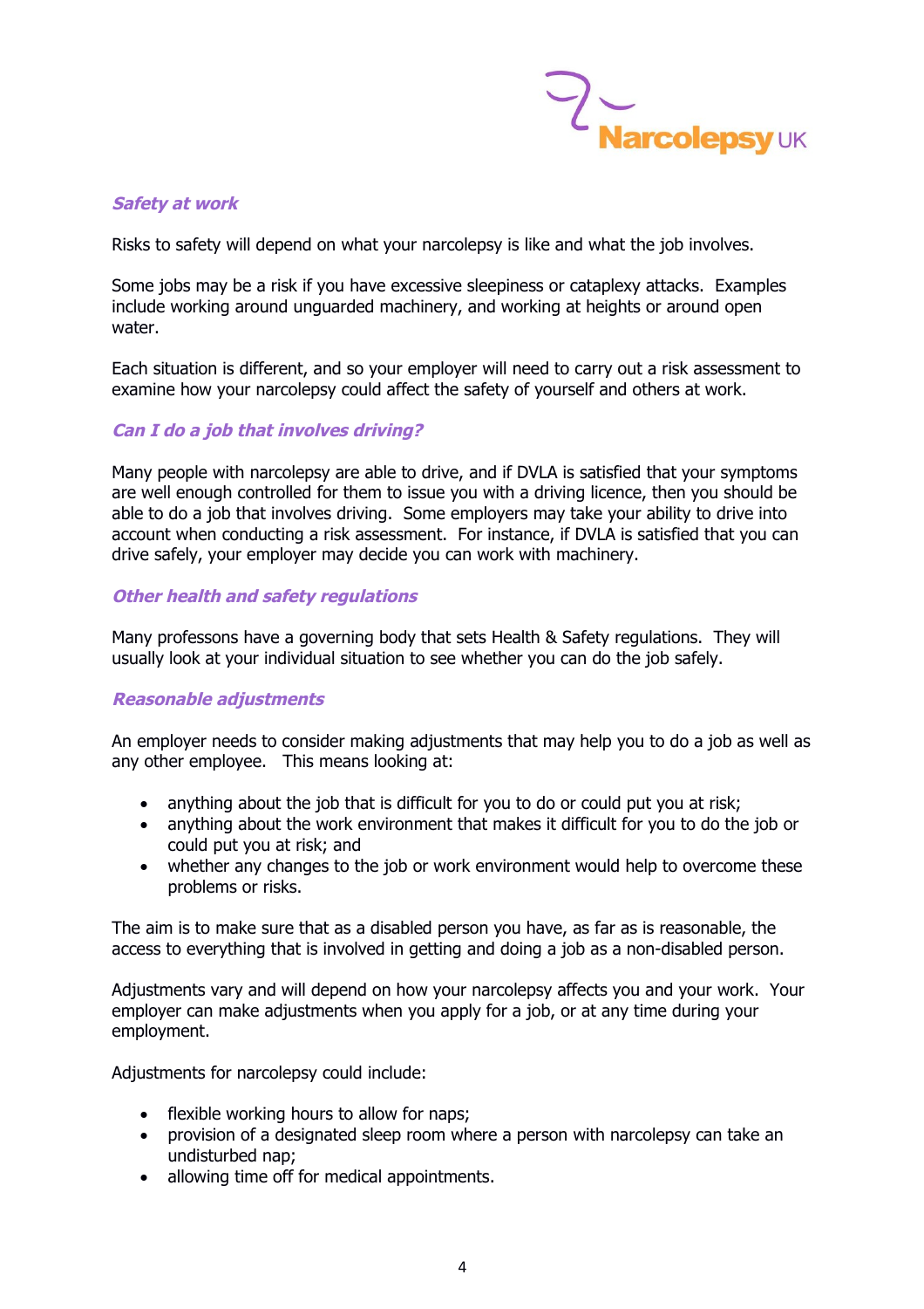### *Safety at work*

Risks to safety will depend on what your narcolepsy is like and what the job involves.

Some jobs may be a risk if you have excessive sleepiness or cataplexy attacks. Examples include working around unguarded machinery, and working at heights or around open water.

Each situation is different, and so your employer will need to carry out a risk assessment to examine how your narcolepsy could affect the safety of yourself and others at work.

### *Can I do a job that involves driving?*

Many people with narcolepsy are able to drive, and if DVLA is satisfied that your symptoms are well enough controlled for them to issue you with a driving licence, then you should be able to do a job that involves driving. Some employers may take your ability to drive into account when conducting a risk assessment. For instance, if DVLA is satisfied that you can drive safely, your employer may decide you can work with machinery.

### *Other health and safety regulations*

Many professons have a governing body that sets Health & Safety regulations. They will usually look at your individual situation to see whether you can do the job safely.

### *Reasonable adjustments*

An employer needs to consider making adjustments that may help you to do a job as well as any other employee. This means looking at:

- anything about the job that is difficult for you to do or could put you at risk;
- anything about the work environment that makes it difficult for you to do the job or could put you at risk; and
- whether any changes to the job or work environment would help to overcome these problems or risks.

The aim is to make sure that as a disabled person you have, as far as is reasonable, the access to everything that is involved in getting and doing a job as a non-disabled person.

Adjustments vary and will depend on how your narcolepsy affects you and your work. Your employer can make adjustments when you apply for a job, or at any time during your employment.

Adjustments for narcolepsy could include:

- flexible working hours to allow for naps;
- provision of a designated sleep room where a person with narcolepsy can take an undisturbed nap;
- allowing time off for medical appointments.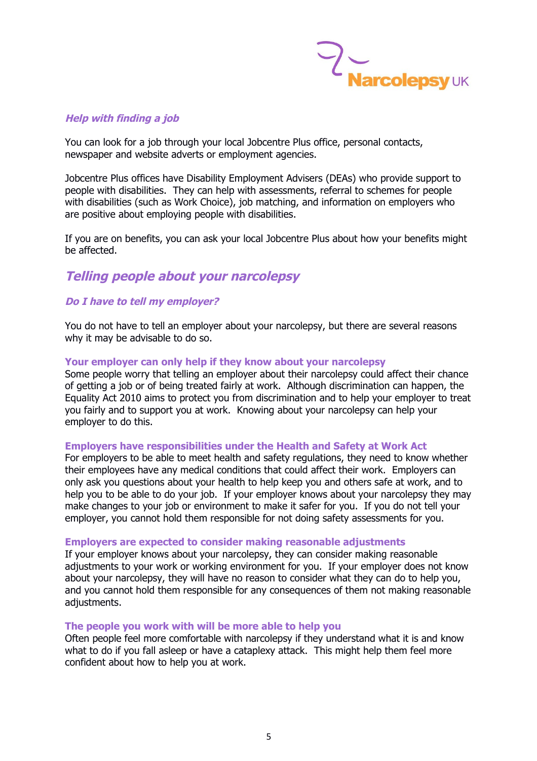### *Help with finding a job*

You can look for a job through your local Jobcentre Plus office, personal contacts, newspaper and website adverts or employment agencies.

Jobcentre Plus offices have Disability Employment Advisers (DEAs) who provide support to people with disabilities. They can help with assessments, referral to schemes for people with disabilities (such as Work Choice), job matching, and information on employers who are positive about employing people with disabilities.

If you are on benefits, you can ask your local Jobcentre Plus about how your benefits might be affected.

## *Telling people about your narcolepsy*

### *Do I have to tell my employer?*

You do not have to tell an employer about your narcolepsy, but there are several reasons why it may be advisable to do so.

**Your employer can only help if they know about your narcolepsy**
Some people worry that telling an employer about their narcolepsy could affect their chance of getting a job or of being treated fairly at work. Although discrimination can happen, the Equality Act 2010 aims to protect you from discrimination and to help your employer to treat you fairly and to support you at work. Knowing about your narcolepsy can help your employer to do this.

**Employers have responsibilities under the Health and Safety at Work Act**
For employers to be able to meet health and safety regulations, they need to know whether their employees have any medical conditions that could affect their work. Employers can only ask you questions about your health to help keep you and others safe at work, and to help you to be able to do your job. If your employer knows about your narcolepsy they may make changes to your job or environment to make it safer for you. If you do not tell your employer, you cannot hold them responsible for not doing safety assessments for you.

**Employers are expected to consider making reasonable adjustments**
If your employer knows about your narcolepsy, they can consider making reasonable adjustments to your work or working environment for you. If your employer does not know about your narcolepsy, they will have no reason to consider what they can do to help you, and you cannot hold them responsible for any consequences of them not making reasonable adjustments.

**The people you work with will be more able to help you**
Often people feel more comfortable with narcolepsy if they understand what it is and know what to do if you fall asleep or have a cataplexy attack. This might help them feel more confident about how to help you at work.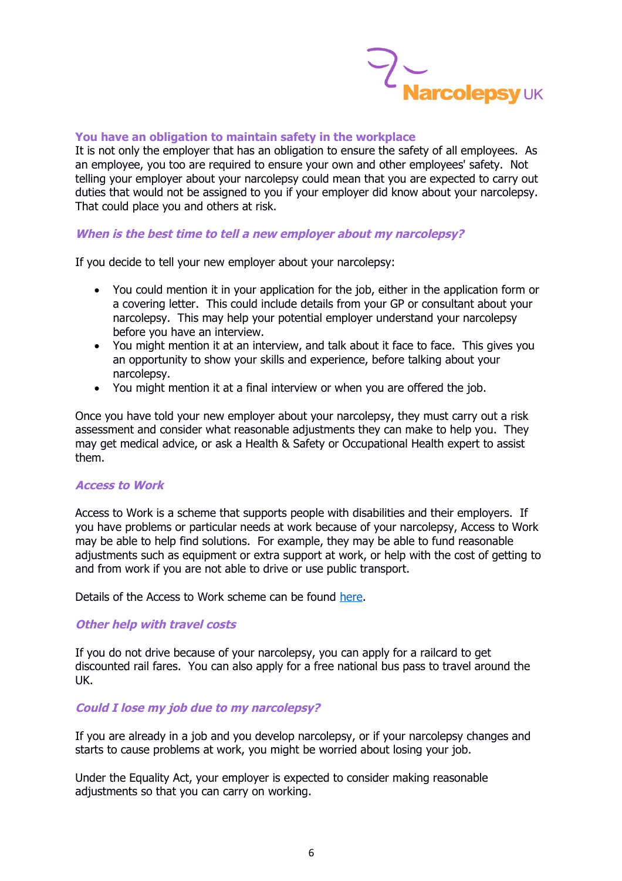## You have an obligation to maintain safety in the workplace

It is not only the employer that has an obligation to ensure the safety of all employees. As an employee, you too are required to ensure your own and other employees' safety. Not telling your employer about your narcolepsy could mean that you are expected to carry out duties that would not be assigned to you if your employer did know about your narcolepsy. That could place you and others at risk.

### *When is the best time to tell a new employer about my narcolepsy?*

If you decide to tell your new employer about your narcolepsy:

- You could mention it in your application for the job, either in the application form or a covering letter. This could include details from your GP or consultant about your narcolepsy. This may help your potential employer understand your narcolepsy before you have an interview.
- You might mention it at an interview, and talk about it face to face. This gives you an opportunity to show your skills and experience, before talking about your narcolepsy.
- You might mention it at a final interview or when you are offered the job.

Once you have told your new employer about your narcolepsy, they must carry out a risk assessment and consider what reasonable adjustments they can make to help you. They may get medical advice, or ask a Health & Safety or Occupational Health expert to assist them.

### *Access to Work*

Access to Work is a scheme that supports people with disabilities and their employers. If you have problems or particular needs at work because of your narcolepsy, Access to Work may be able to help find solutions. For example, they may be able to fund reasonable adjustments such as equipment or extra support at work, or help with the cost of getting to and from work if you are not able to drive or use public transport.

Details of the Access to Work scheme can be found here.

### *Other help with travel costs*

If you do not drive because of your narcolepsy, you can apply for a railcard to get discounted rail fares. You can also apply for a free national bus pass to travel around the UK.

### *Could I lose my job due to my narcolepsy?*

If you are already in a job and you develop narcolepsy, or if your narcolepsy changes and starts to cause problems at work, you might be worried about losing your job.

Under the Equality Act, your employer is expected to consider making reasonable adjustments so that you can carry on working.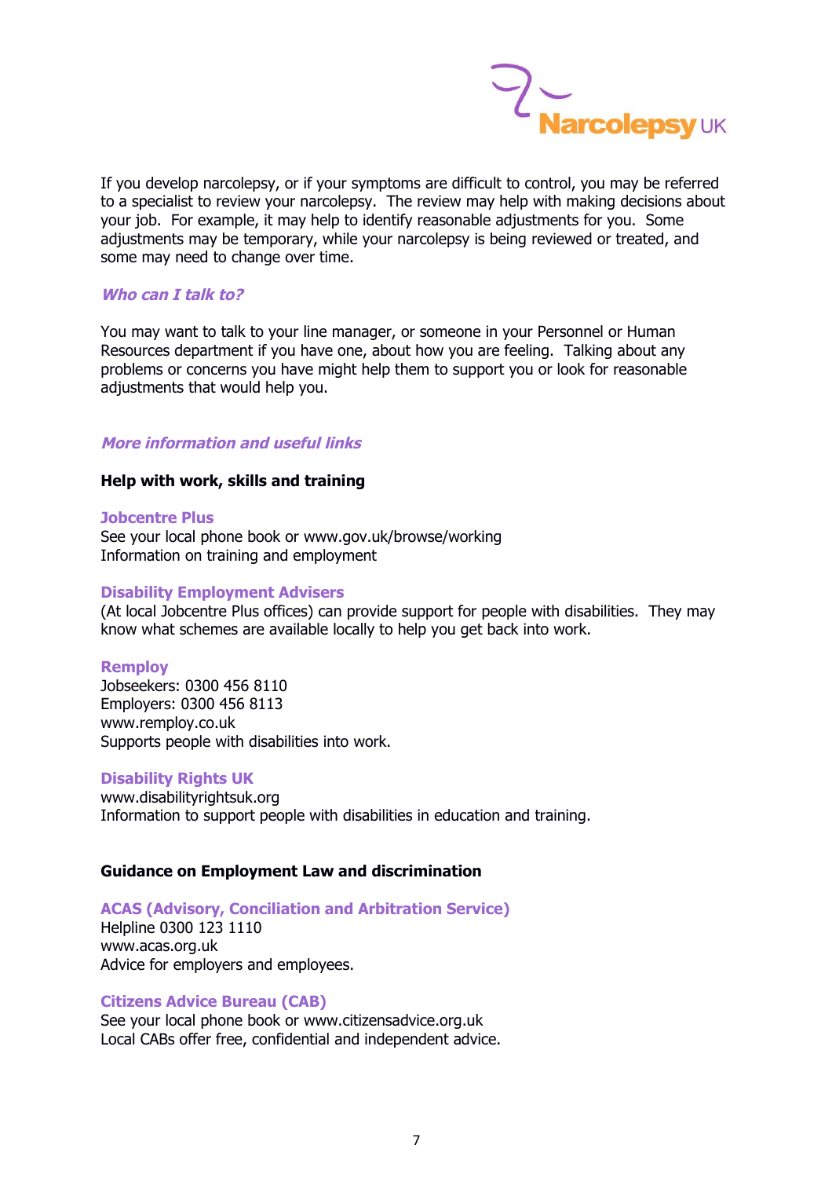If you develop narcolepsy, or if your symptoms are difficult to control, you may be referred to a specialist to review your narcolepsy. The review may help with making decisions about your job. For example, it may help to identify reasonable adjustments for you. Some adjustments may be temporary, while your narcolepsy is being reviewed or treated, and some may need to change over time.

## *Who can I talk to?*

You may want to talk to your line manager, or someone in your Personnel or Human Resources department if you have one, about how you are feeling. Talking about any problems or concerns you have might help them to support you or look for reasonable adjustments that would help you.

## *More information and useful links*

### Help with work, skills and training

**Jobcentre Plus**
See your local phone book or www.gov.uk/browse/working
Information on training and employment

**Disability Employment Advisers**
(At local Jobcentre Plus offices) can provide support for people with disabilities. They may know what schemes are available locally to help you get back into work.

**Remploy**
Jobseekers: 0300 456 8110
Employers: 0300 456 8113
www.remploy.co.uk
Supports people with disabilities into work.

**Disability Rights UK**
www.disabilityrightsuk.org
Information to support people with disabilities in education and training.

### Guidance on Employment Law and discrimination

**ACAS (Advisory, Conciliation and Arbitration Service)**
Helpline 0300 123 1110
www.acas.org.uk
Advice for employers and employees.

**Citizens Advice Bureau (CAB)**
See your local phone book or www.citizensadvice.org.uk
Local CABs offer free, confidential and independent advice.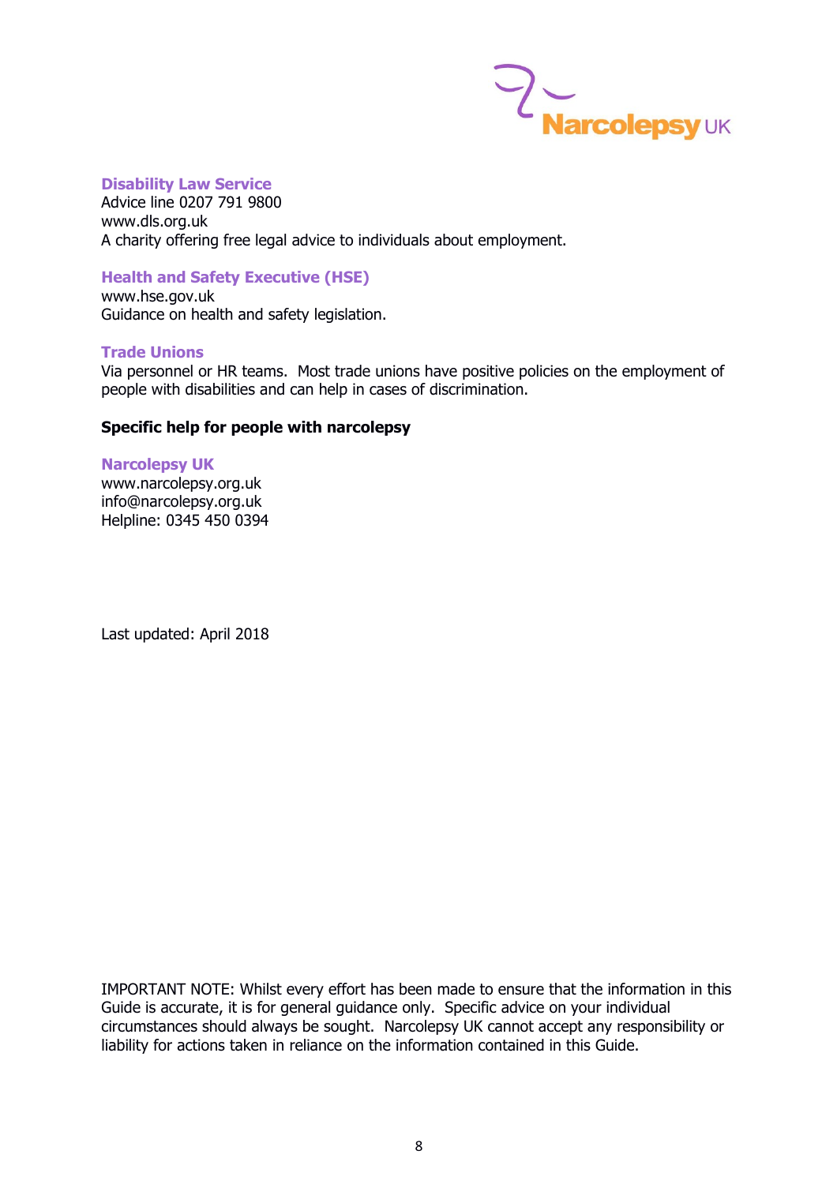### Disability Law Service

Advice line 0207 791 9800
www.dls.org.uk
A charity offering free legal advice to individuals about employment.

### Health and Safety Executive (HSE)

www.hse.gov.uk
Guidance on health and safety legislation.

### Trade Unions

Via personnel or HR teams. Most trade unions have positive policies on the employment of people with disabilities and can help in cases of discrimination.

## Specific help for people with narcolepsy

### Narcolepsy UK

www.narcolepsy.org.uk
info@narcolepsy.org.uk
Helpline: 0345 450 0394

Last updated: April 2018

IMPORTANT NOTE: Whilst every effort has been made to ensure that the information in this Guide is accurate, it is for general guidance only. Specific advice on your individual circumstances should always be sought. Narcolepsy UK cannot accept any responsibility or liability for actions taken in reliance on the information contained in this Guide.